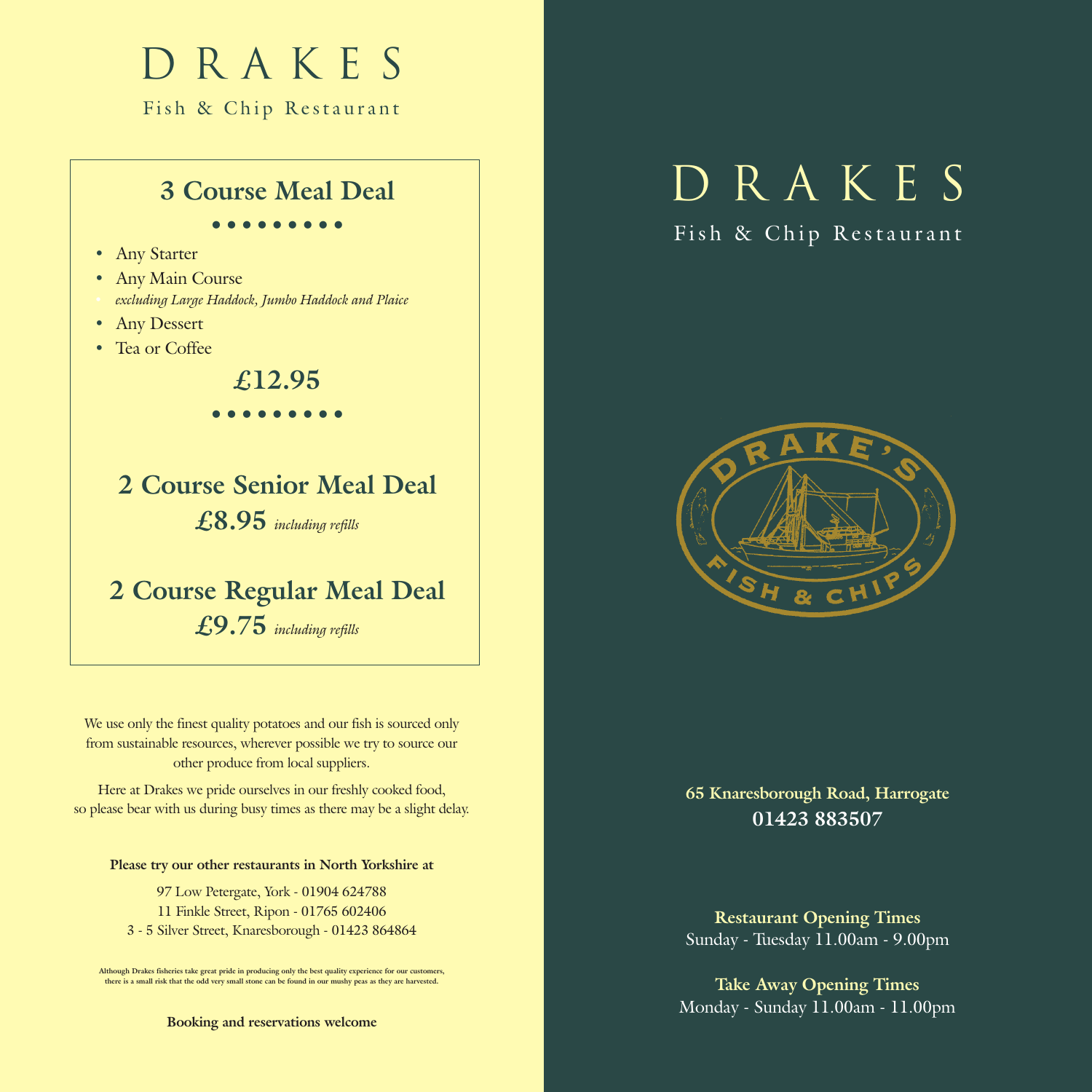# DRAKES

Fish & Chip Restaurant

## 3 Course Meal Deal

- Any Starter
- Any Main Course
- *excluding Large Haddock, Jumbo Haddock and Plaice*
- Any Dessert
- Tea or Coffee

**£12.95**

## 2 Course Senior Meal Deal

**£8.95** *including refills*

## 2 Course Regular Meal Deal

**£9.75** *including refills*

We use only the finest quality potatoes and our fish is sourced only from sustainable resources, wherever possible we try to source our other produce from local suppliers.

Here at Drakes we pride ourselves in our freshly cooked food, so please bear with us during busy times as there may be a slight delay.

**Please try our other restaurants in North Yorkshire at**

97 Low Petergate, York - 01904 624788
11 Finkle Street, Ripon - 01765 602406
3 - 5 Silver Street, Knaresborough - 01423 864864

**Although Drakes fisheries take great pride in producing only the best quality experience for our customers, there is a small risk that the odd very small stone can be found in our mushy peas as they are harvested.**

**Booking and reservations welcome**

# DRAKES

Fish & Chip Restaurant

DRAKE'S FISH & CHIPS

**65 Knaresborough Road, Harrogate**
**01423 883507**

**Restaurant Opening Times**
Sunday - Tuesday 11.00am - 9.00pm

**Take Away Opening Times**
Monday - Sunday 11.00am - 11.00pm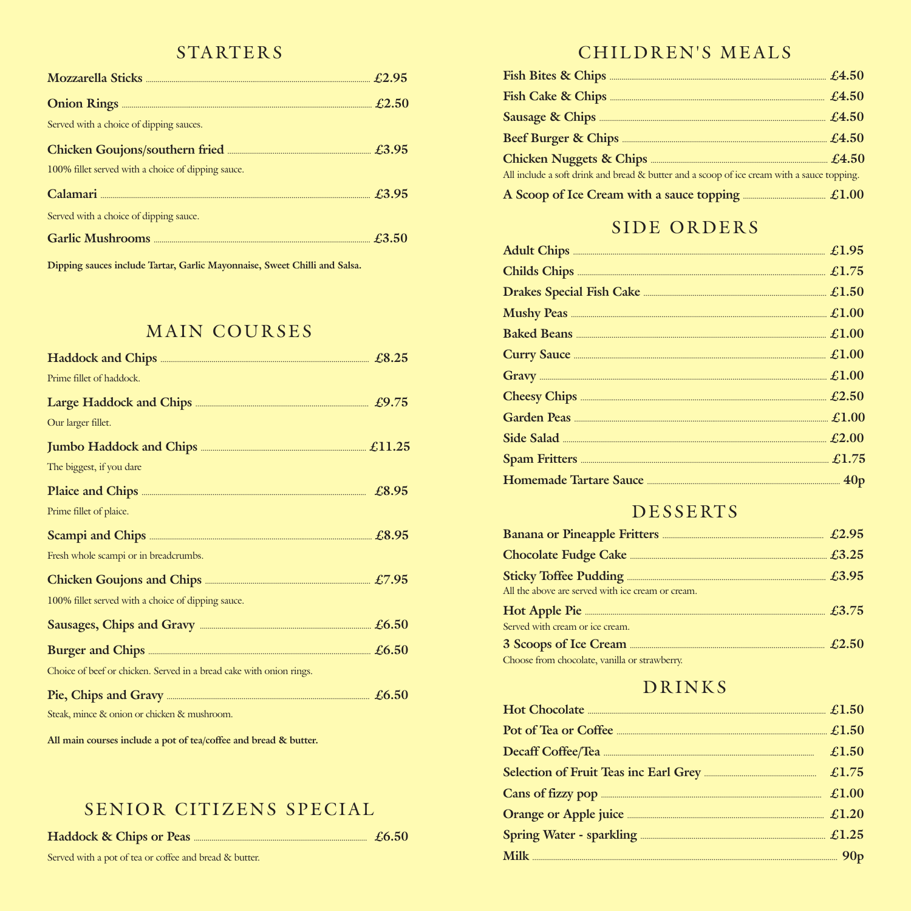## STARTERS

**Mozzarella Sticks** ... **£2.95**

**Onion Rings** ... **£2.50**

Served with a choice of dipping sauces.

**Chicken Goujons/southern fried** ... **£3.95**

100% fillet served with a choice of dipping sauce.

**Calamari** ... **£3.95**

Served with a choice of dipping sauce.

**Garlic Mushrooms** ... **£3.50**

**Dipping sauces include Tartar, Garlic Mayonnaise, Sweet Chilli and Salsa.**

## MAIN COURSES

**Haddock and Chips** ... **£8.25**

Prime fillet of haddock.

**Large Haddock and Chips** ... **£9.75**

Our larger fillet.

**Jumbo Haddock and Chips** ... **£11.25**

The biggest, if you dare

**Plaice and Chips** ... **£8.95**

Prime fillet of plaice.

**Scampi and Chips** ... **£8.95**

Fresh whole scampi or in breadcrumbs.

**Chicken Goujons and Chips** ... **£7.95**

100% fillet served with a choice of dipping sauce.

**Sausages, Chips and Gravy** ... **£6.50**

**Burger and Chips** ... **£6.50**

Choice of beef or chicken. Served in a bread cake with onion rings.

**Pie, Chips and Gravy** ... **£6.50**

Steak, mince & onion or chicken & mushroom.

**All main courses include a pot of tea/coffee and bread & butter.**

## SENIOR CITIZENS SPECIAL

**Haddock & Chips or Peas** ... **£6.50**

Served with a pot of tea or coffee and bread & butter.

## CHILDREN'S MEALS

**Fish Bites & Chips** ... **£4.50**

**Fish Cake & Chips** ... **£4.50**

**Sausage & Chips** ... **£4.50**

**Beef Burger & Chips** ... **£4.50**

**Chicken Nuggets & Chips** ... **£4.50**

All include a soft drink and bread & butter and a scoop of ice cream with a sauce topping.

**A Scoop of Ice Cream with a sauce topping** ... **£1.00**

## SIDE ORDERS

**Adult Chips** ... **£1.95**

**Childs Chips** ... **£1.75**

**Drakes Special Fish Cake** ... **£1.50**

**Mushy Peas** ... **£1.00**

**Baked Beans** ... **£1.00**

**Curry Sauce** ... **£1.00**

**Gravy** ... **£1.00**

**Cheesy Chips** ... **£2.50**

**Garden Peas** ... **£1.00**

**Side Salad** ... **£2.00**

**Spam Fritters** ... **£1.75**

**Homemade Tartare Sauce** ... **40p**

## DESSERTS

**Banana or Pineapple Fritters** ... **£2.95**

**Chocolate Fudge Cake** ... **£3.25**

**Sticky Toffee Pudding** ... **£3.95**

All the above are served with ice cream or cream.

**Hot Apple Pie** ... **£3.75**

Served with cream or ice cream.

**3 Scoops of Ice Cream** ... **£2.50**

Choose from chocolate, vanilla or strawberry.

## DRINKS

**Hot Chocolate** ... **£1.50**

**Pot of Tea or Coffee** ... **£1.50**

**Decaff Coffee/Tea** ... **£1.50**

**Selection of Fruit Teas inc Earl Grey** ... **£1.75**

**Cans of fizzy pop** ... **£1.00**

**Orange or Apple juice** ... **£1.20**

**Spring Water - sparkling** ... **£1.25**

**Milk** ... **90p**